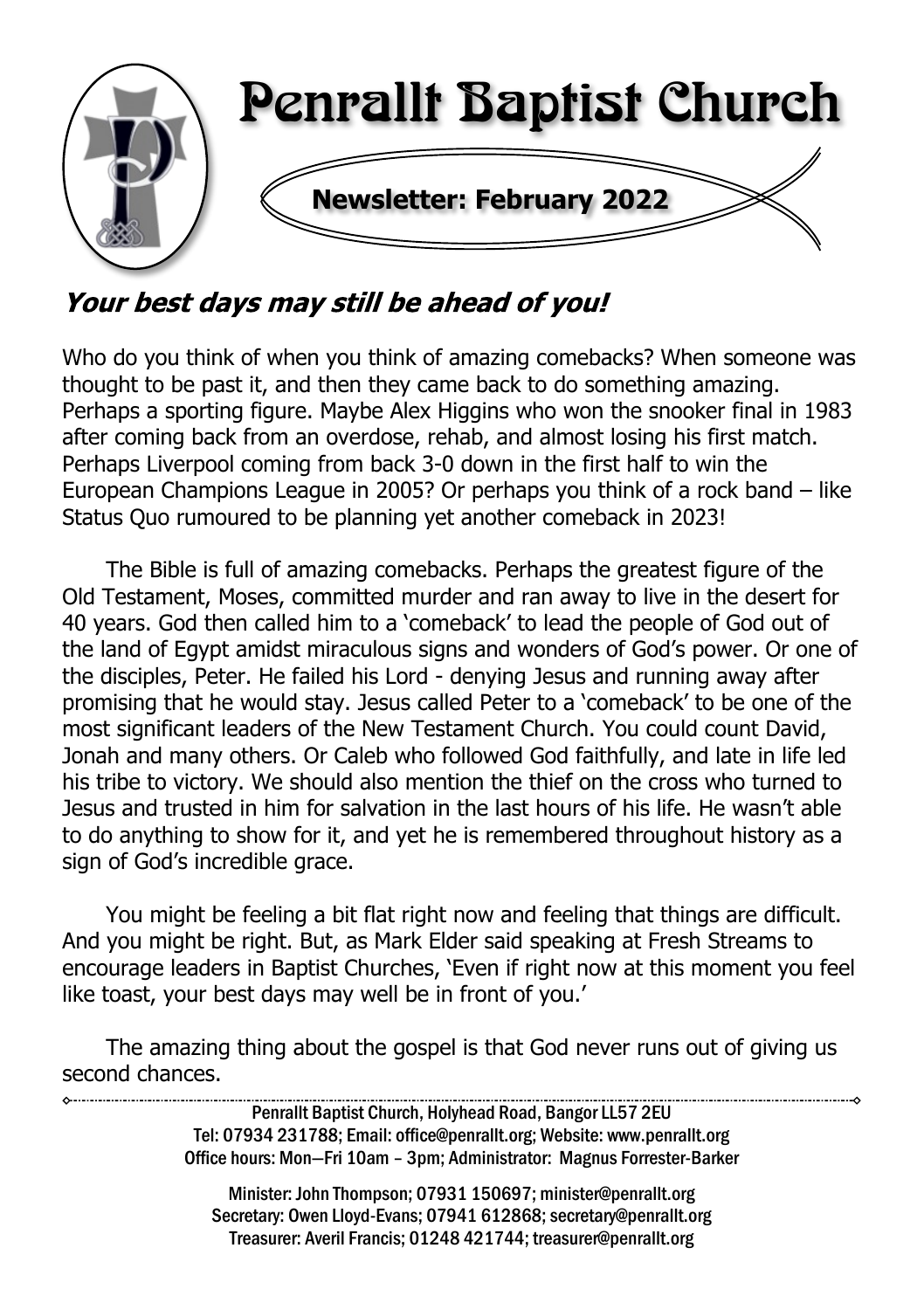# Penrallt Baptist Church

**Newsletter: February 2022**

## *Your best days may still be ahead of you!*

Who do you think of when you think of amazing comebacks? When someone was thought to be past it, and then they came back to do something amazing. Perhaps a sporting figure. Maybe Alex Higgins who won the snooker final in 1983 after coming back from an overdose, rehab, and almost losing his first match. Perhaps Liverpool coming from back 3-0 down in the first half to win the European Champions League in 2005? Or perhaps you think of a rock band – like Status Quo rumoured to be planning yet another comeback in 2023!

The Bible is full of amazing comebacks. Perhaps the greatest figure of the Old Testament, Moses, committed murder and ran away to live in the desert for 40 years. God then called him to a 'comeback' to lead the people of God out of the land of Egypt amidst miraculous signs and wonders of God's power. Or one of the disciples, Peter. He failed his Lord - denying Jesus and running away after promising that he would stay. Jesus called Peter to a 'comeback' to be one of the most significant leaders of the New Testament Church. You could count David, Jonah and many others. Or Caleb who followed God faithfully, and late in life led his tribe to victory. We should also mention the thief on the cross who turned to Jesus and trusted in him for salvation in the last hours of his life. He wasn't able to do anything to show for it, and yet he is remembered throughout history as a sign of God's incredible grace.

You might be feeling a bit flat right now and feeling that things are difficult. And you might be right. But, as Mark Elder said speaking at Fresh Streams to encourage leaders in Baptist Churches, 'Even if right now at this moment you feel like toast, your best days may well be in front of you.'

The amazing thing about the gospel is that God never runs out of giving us second chances.

---

Penrallt Baptist Church, Holyhead Road, Bangor LL57 2EU
Tel: 07934 231788; Email: office@penrallt.org; Website: www.penrallt.org
Office hours: Mon—Fri 10am – 3pm; Administrator: Magnus Forrester-Barker

Minister: John Thompson; 07931 150697; minister@penrallt.org
Secretary: Owen Lloyd-Evans; 07941 612868; secretary@penrallt.org
Treasurer: Averil Francis; 01248 421744; treasurer@penrallt.org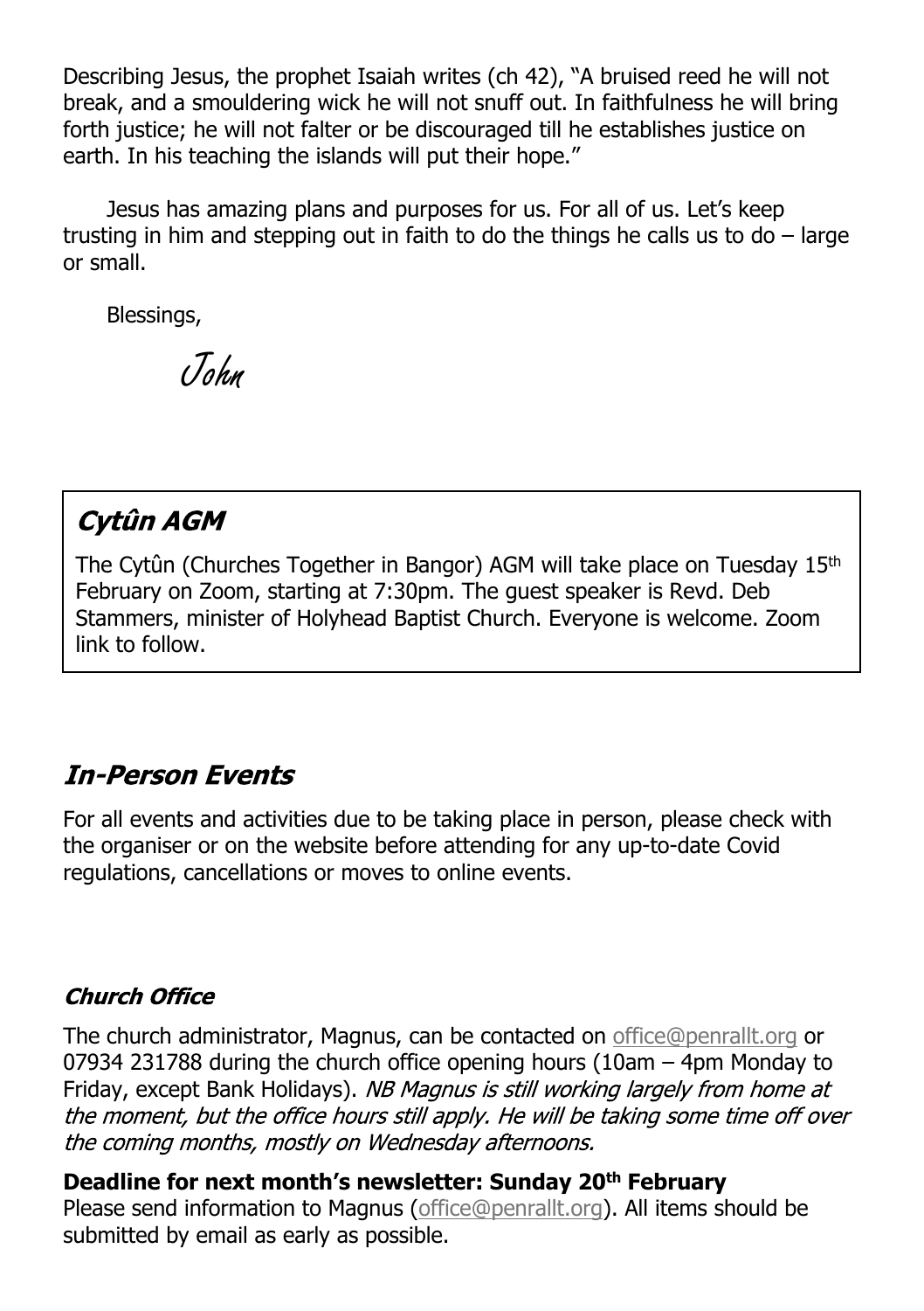Describing Jesus, the prophet Isaiah writes (ch 42), "A bruised reed he will not break, and a smouldering wick he will not snuff out. In faithfulness he will bring forth justice; he will not falter or be discouraged till he establishes justice on earth. In his teaching the islands will put their hope."

Jesus has amazing plans and purposes for us. For all of us. Let's keep trusting in him and stepping out in faith to do the things he calls us to do – large or small.

Blessings,

*John*

## *Cytûn AGM*

The Cytûn (Churches Together in Bangor) AGM will take place on Tuesday 15th February on Zoom, starting at 7:30pm. The guest speaker is Revd. Deb Stammers, minister of Holyhead Baptist Church. Everyone is welcome. Zoom link to follow.

## *In-Person Events*

For all events and activities due to be taking place in person, please check with the organiser or on the website before attending for any up-to-date Covid regulations, cancellations or moves to online events.

### *Church Office*

The church administrator, Magnus, can be contacted on office@penrallt.org or 07934 231788 during the church office opening hours (10am – 4pm Monday to Friday, except Bank Holidays). *NB Magnus is still working largely from home at the moment, but the office hours still apply. He will be taking some time off over the coming months, mostly on Wednesday afternoons.*

**Deadline for next month's newsletter: Sunday 20th February**
Please send information to Magnus (office@penrallt.org). All items should be submitted by email as early as possible.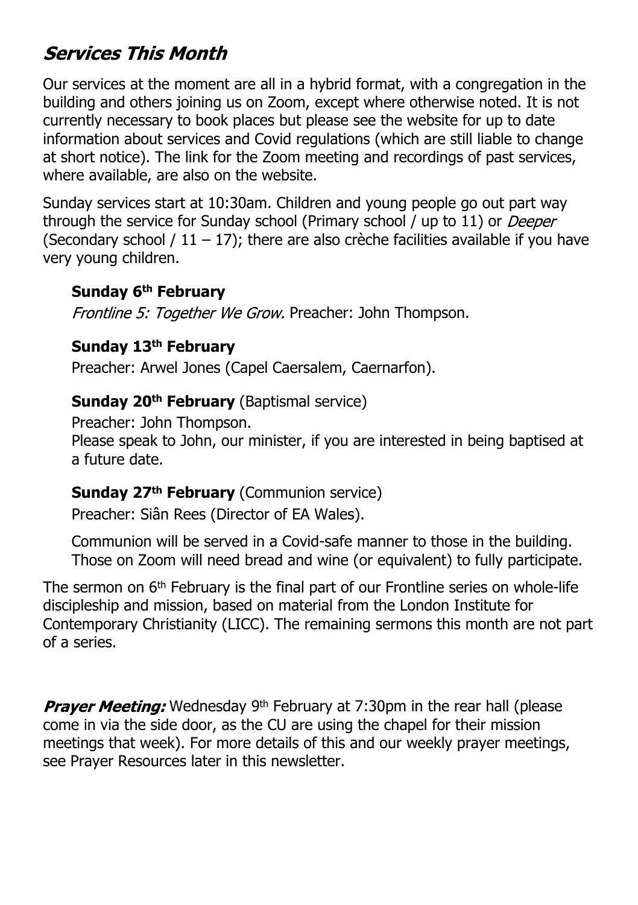## *Services This Month*

Our services at the moment are all in a hybrid format, with a congregation in the building and others joining us on Zoom, except where otherwise noted. It is not currently necessary to book places but please see the website for up to date information about services and Covid regulations (which are still liable to change at short notice). The link for the Zoom meeting and recordings of past services, where available, are also on the website.

Sunday services start at 10:30am. Children and young people go out part way through the service for Sunday school (Primary school / up to 11) or *Deeper* (Secondary school / 11 – 17); there are also crèche facilities available if you have very young children.

**Sunday 6th February**
*Frontline 5: Together We Grow.* Preacher: John Thompson.

**Sunday 13th February**
Preacher: Arwel Jones (Capel Caersalem, Caernarfon).

**Sunday 20th February** (Baptismal service)
Preacher: John Thompson.
Please speak to John, our minister, if you are interested in being baptised at a future date.

**Sunday 27th February** (Communion service)
Preacher: Siân Rees (Director of EA Wales).

Communion will be served in a Covid-safe manner to those in the building. Those on Zoom will need bread and wine (or equivalent) to fully participate.

The sermon on 6th February is the final part of our Frontline series on whole-life discipleship and mission, based on material from the London Institute for Contemporary Christianity (LICC). The remaining sermons this month are not part of a series.

***Prayer Meeting:*** Wednesday 9th February at 7:30pm in the rear hall (please come in via the side door, as the CU are using the chapel for their mission meetings that week). For more details of this and our weekly prayer meetings, see Prayer Resources later in this newsletter.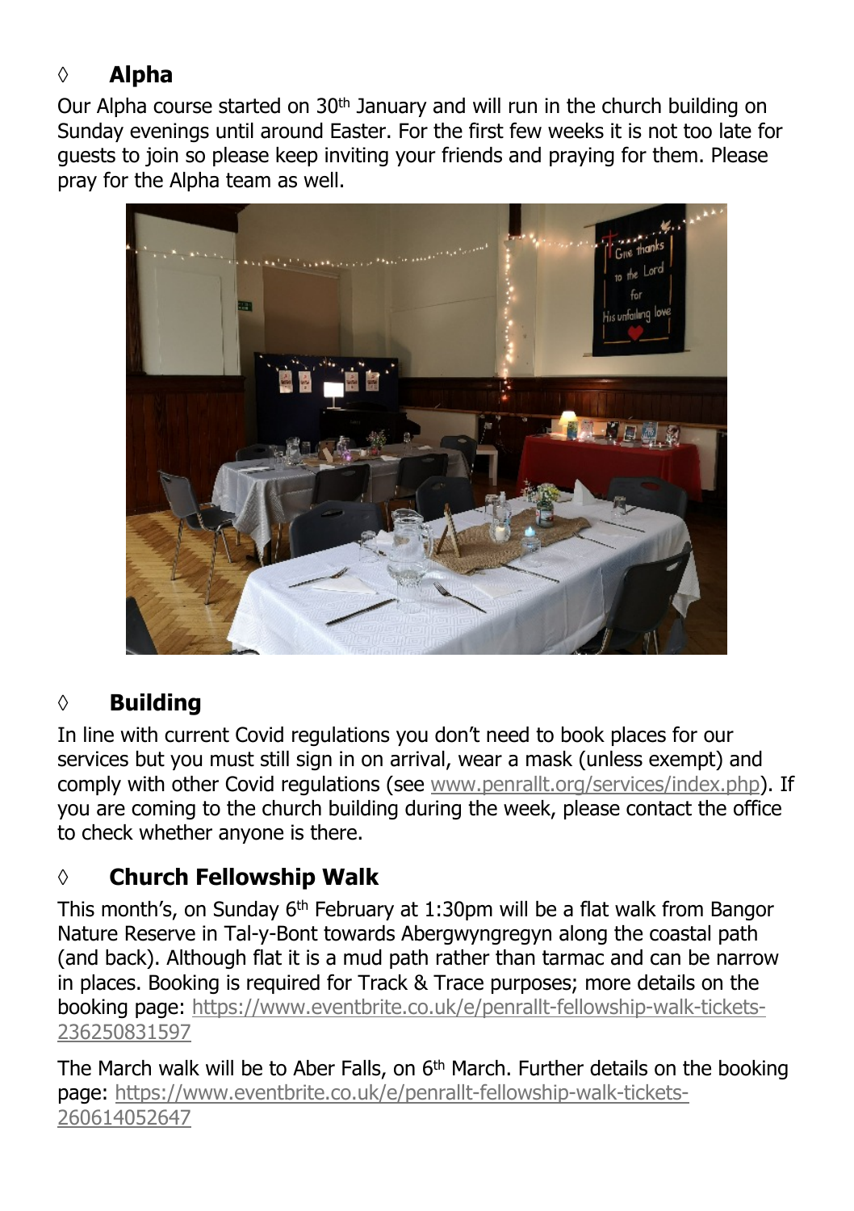### ◊ Alpha

Our Alpha course started on 30th January and will run in the church building on Sunday evenings until around Easter. For the first few weeks it is not too late for guests to join so please keep inviting your friends and praying for them. Please pray for the Alpha team as well.

### ◊ Building

In line with current Covid regulations you don't need to book places for our services but you must still sign in on arrival, wear a mask (unless exempt) and comply with other Covid regulations (see www.penrallt.org/services/index.php). If you are coming to the church building during the week, please contact the office to check whether anyone is there.

### ◊ Church Fellowship Walk

This month's, on Sunday 6th February at 1:30pm will be a flat walk from Bangor Nature Reserve in Tal-y-Bont towards Abergwyngregyn along the coastal path (and back). Although flat it is a mud path rather than tarmac and can be narrow in places. Booking is required for Track & Trace purposes; more details on the booking page: https://www.eventbrite.co.uk/e/penrallt-fellowship-walk-tickets-236250831597

The March walk will be to Aber Falls, on 6th March. Further details on the booking page: https://www.eventbrite.co.uk/e/penrallt-fellowship-walk-tickets-260614052647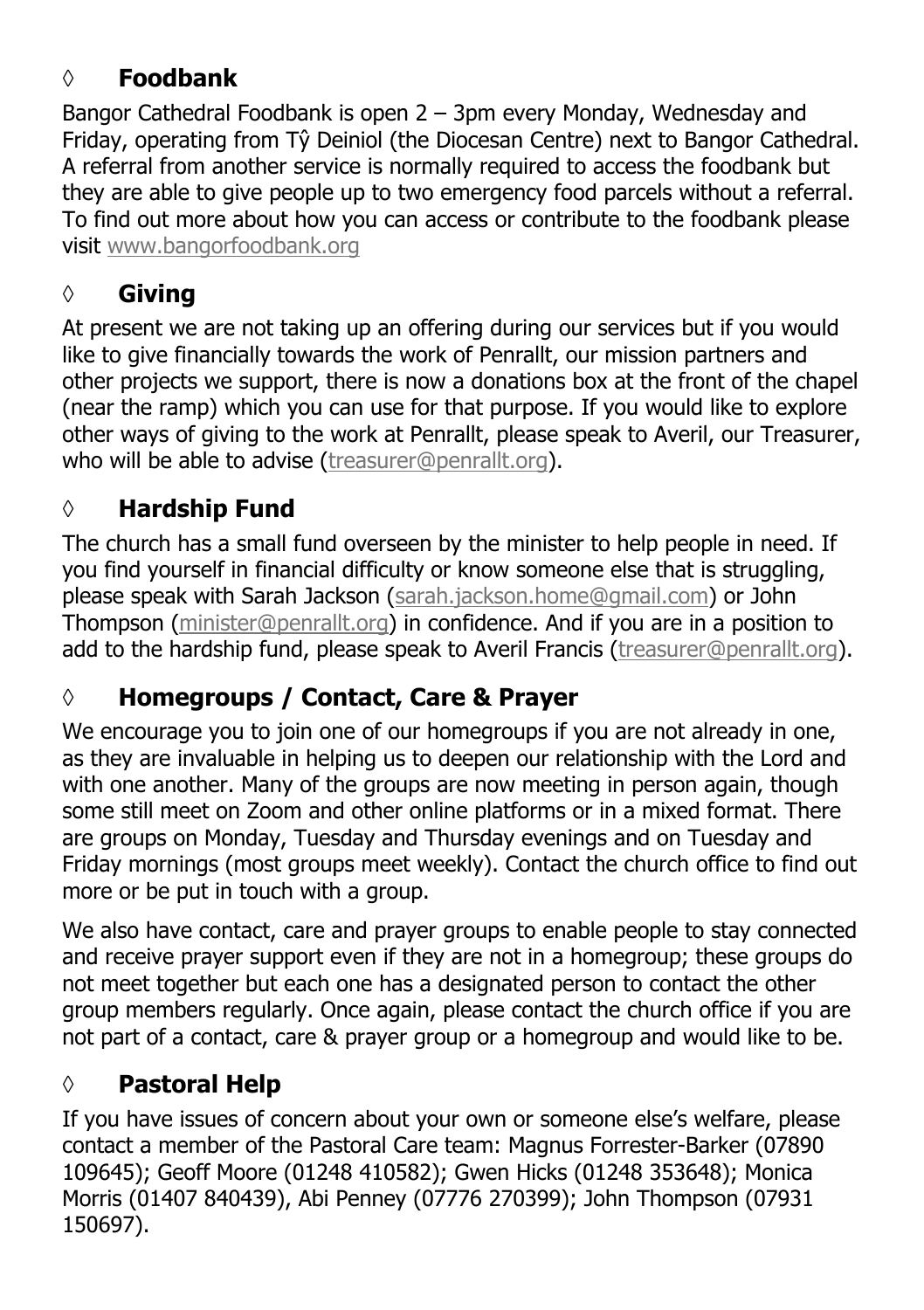## ◊ Foodbank

Bangor Cathedral Foodbank is open 2 – 3pm every Monday, Wednesday and Friday, operating from Tŷ Deiniol (the Diocesan Centre) next to Bangor Cathedral. A referral from another service is normally required to access the foodbank but they are able to give people up to two emergency food parcels without a referral. To find out more about how you can access or contribute to the foodbank please visit www.bangorfoodbank.org

## ◊ Giving

At present we are not taking up an offering during our services but if you would like to give financially towards the work of Penrallt, our mission partners and other projects we support, there is now a donations box at the front of the chapel (near the ramp) which you can use for that purpose. If you would like to explore other ways of giving to the work at Penrallt, please speak to Averil, our Treasurer, who will be able to advise (treasurer@penrallt.org).

## ◊ Hardship Fund

The church has a small fund overseen by the minister to help people in need. If you find yourself in financial difficulty or know someone else that is struggling, please speak with Sarah Jackson (sarah.jackson.home@gmail.com) or John Thompson (minister@penrallt.org) in confidence. And if you are in a position to add to the hardship fund, please speak to Averil Francis (treasurer@penrallt.org).

## ◊ Homegroups / Contact, Care & Prayer

We encourage you to join one of our homegroups if you are not already in one, as they are invaluable in helping us to deepen our relationship with the Lord and with one another. Many of the groups are now meeting in person again, though some still meet on Zoom and other online platforms or in a mixed format. There are groups on Monday, Tuesday and Thursday evenings and on Tuesday and Friday mornings (most groups meet weekly). Contact the church office to find out more or be put in touch with a group.

We also have contact, care and prayer groups to enable people to stay connected and receive prayer support even if they are not in a homegroup; these groups do not meet together but each one has a designated person to contact the other group members regularly. Once again, please contact the church office if you are not part of a contact, care & prayer group or a homegroup and would like to be.

## ◊ Pastoral Help

If you have issues of concern about your own or someone else's welfare, please contact a member of the Pastoral Care team: Magnus Forrester-Barker (07890 109645); Geoff Moore (01248 410582); Gwen Hicks (01248 353648); Monica Morris (01407 840439), Abi Penney (07776 270399); John Thompson (07931 150697).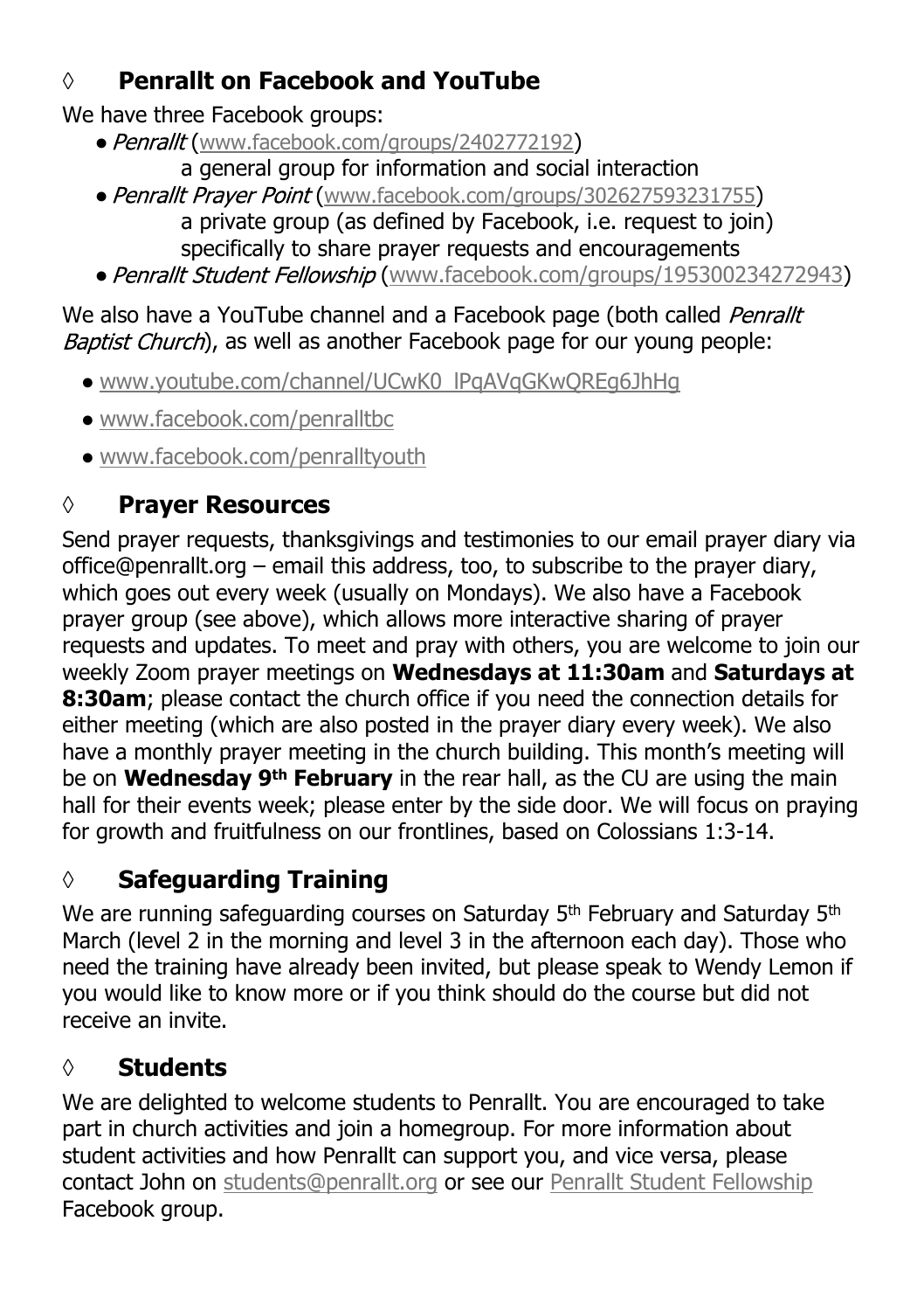## ◊ Penrallt on Facebook and YouTube

We have three Facebook groups:

- *Penrallt* (www.facebook.com/groups/2402772192)
  a general group for information and social interaction
- *Penrallt Prayer Point* (www.facebook.com/groups/302627593231755)
  a private group (as defined by Facebook, i.e. request to join) specifically to share prayer requests and encouragements
- *Penrallt Student Fellowship* (www.facebook.com/groups/195300234272943)

We also have a YouTube channel and a Facebook page (both called *Penrallt Baptist Church*), as well as another Facebook page for our young people:

- www.youtube.com/channel/UCwK0_lPqAVqGKwQREg6JhHg
- www.facebook.com/penralltbc
- www.facebook.com/penralltyouth

## ◊ Prayer Resources

Send prayer requests, thanksgivings and testimonies to our email prayer diary via office@penrallt.org – email this address, too, to subscribe to the prayer diary, which goes out every week (usually on Mondays). We also have a Facebook prayer group (see above), which allows more interactive sharing of prayer requests and updates. To meet and pray with others, you are welcome to join our weekly Zoom prayer meetings on **Wednesdays at 11:30am** and **Saturdays at 8:30am**; please contact the church office if you need the connection details for either meeting (which are also posted in the prayer diary every week). We also have a monthly prayer meeting in the church building. This month's meeting will be on **Wednesday 9th February** in the rear hall, as the CU are using the main hall for their events week; please enter by the side door. We will focus on praying for growth and fruitfulness on our frontlines, based on Colossians 1:3-14.

## ◊ Safeguarding Training

We are running safeguarding courses on Saturday 5th February and Saturday 5th March (level 2 in the morning and level 3 in the afternoon each day). Those who need the training have already been invited, but please speak to Wendy Lemon if you would like to know more or if you think should do the course but did not receive an invite.

## ◊ Students

We are delighted to welcome students to Penrallt. You are encouraged to take part in church activities and join a homegroup. For more information about student activities and how Penrallt can support you, and vice versa, please contact John on students@penrallt.org or see our Penrallt Student Fellowship Facebook group.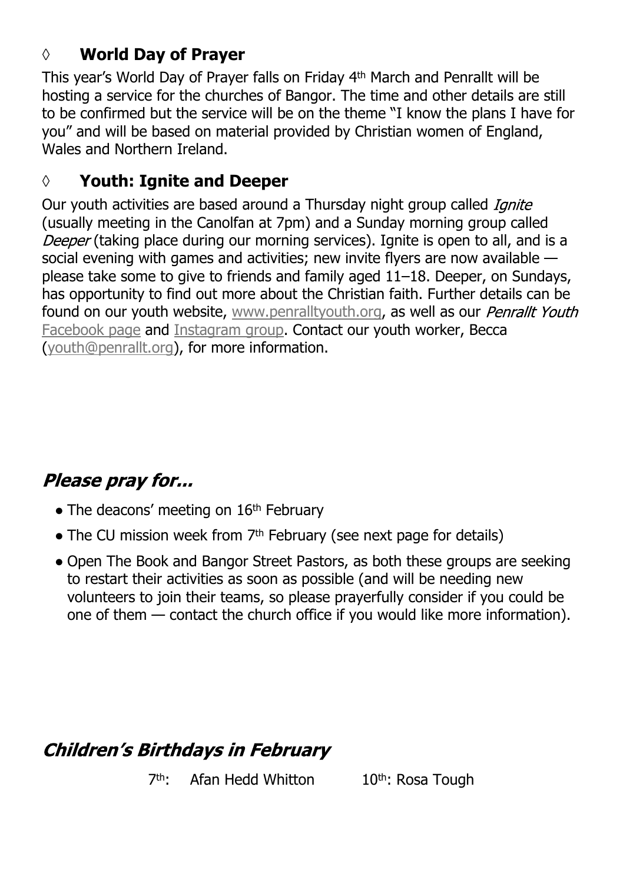### ◊ **World Day of Prayer**

This year's World Day of Prayer falls on Friday 4th March and Penrallt will be hosting a service for the churches of Bangor. The time and other details are still to be confirmed but the service will be on the theme "I know the plans I have for you" and will be based on material provided by Christian women of England, Wales and Northern Ireland.

### ◊ **Youth: Ignite and Deeper**

Our youth activities are based around a Thursday night group called *Ignite* (usually meeting in the Canolfan at 7pm) and a Sunday morning group called *Deeper* (taking place during our morning services). Ignite is open to all, and is a social evening with games and activities; new invite flyers are now available — please take some to give to friends and family aged 11–18. Deeper, on Sundays, has opportunity to find out more about the Christian faith. Further details can be found on our youth website, www.penralltyouth.org, as well as our *Penrallt Youth* Facebook page and Instagram group. Contact our youth worker, Becca (youth@penrallt.org), for more information.

## *Please pray for...*

- The deacons' meeting on 16th February
- The CU mission week from 7th February (see next page for details)
- Open The Book and Bangor Street Pastors, as both these groups are seeking to restart their activities as soon as possible (and will be needing new volunteers to join their teams, so please prayerfully consider if you could be one of them — contact the church office if you would like more information).

## *Children's Birthdays in February*

7th: Afan Hedd Whitton 10th: Rosa Tough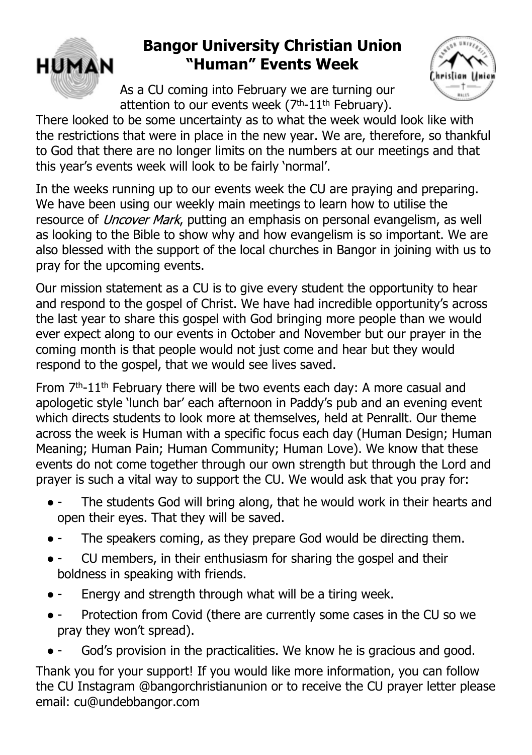# Bangor University Christian Union "Human" Events Week

As a CU coming into February we are turning our attention to our events week (7th-11th February). There looked to be some uncertainty as to what the week would look like with the restrictions that were in place in the new year. We are, therefore, so thankful to God that there are no longer limits on the numbers at our meetings and that this year's events week will look to be fairly 'normal'.

In the weeks running up to our events week the CU are praying and preparing. We have been using our weekly main meetings to learn how to utilise the resource of *Uncover Mark*, putting an emphasis on personal evangelism, as well as looking to the Bible to show why and how evangelism is so important. We are also blessed with the support of the local churches in Bangor in joining with us to pray for the upcoming events.

Our mission statement as a CU is to give every student the opportunity to hear and respond to the gospel of Christ. We have had incredible opportunity's across the last year to share this gospel with God bringing more people than we would ever expect along to our events in October and November but our prayer in the coming month is that people would not just come and hear but they would respond to the gospel, that we would see lives saved.

From 7th-11th February there will be two events each day: A more casual and apologetic style 'lunch bar' each afternoon in Paddy's pub and an evening event which directs students to look more at themselves, held at Penrallt. Our theme across the week is Human with a specific focus each day (Human Design; Human Meaning; Human Pain; Human Community; Human Love). We know that these events do not come together through our own strength but through the Lord and prayer is such a vital way to support the CU. We would ask that you pray for:

- The students God will bring along, that he would work in their hearts and open their eyes. That they will be saved.
- The speakers coming, as they prepare God would be directing them.
- CU members, in their enthusiasm for sharing the gospel and their boldness in speaking with friends.
- Energy and strength through what will be a tiring week.
- Protection from Covid (there are currently some cases in the CU so we pray they won't spread).
- God's provision in the practicalities. We know he is gracious and good.

Thank you for your support! If you would like more information, you can follow the CU Instagram @bangorchristianunion or to receive the CU prayer letter please email: cu@undebbangor.com